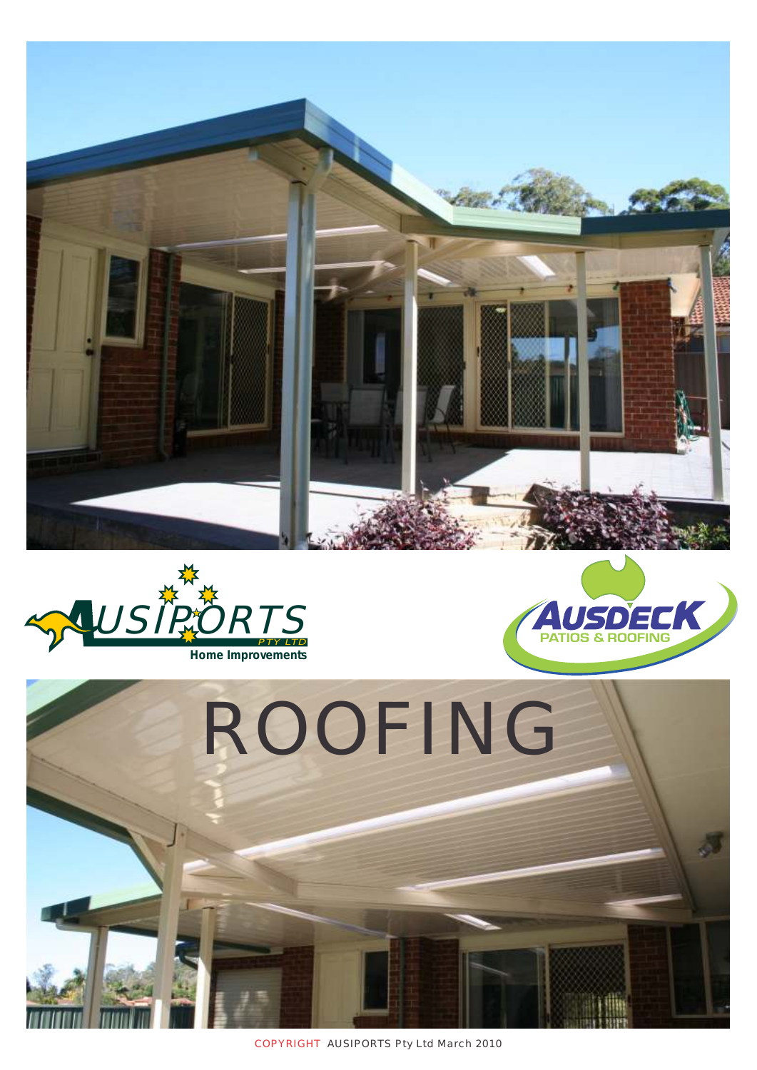AUSIPORTS PTY LTD
Home Improvements

AUSDECK
PATIOS & ROOFING

# ROOFING

COPYRIGHT AUSIPORTS Pty Ltd March 2010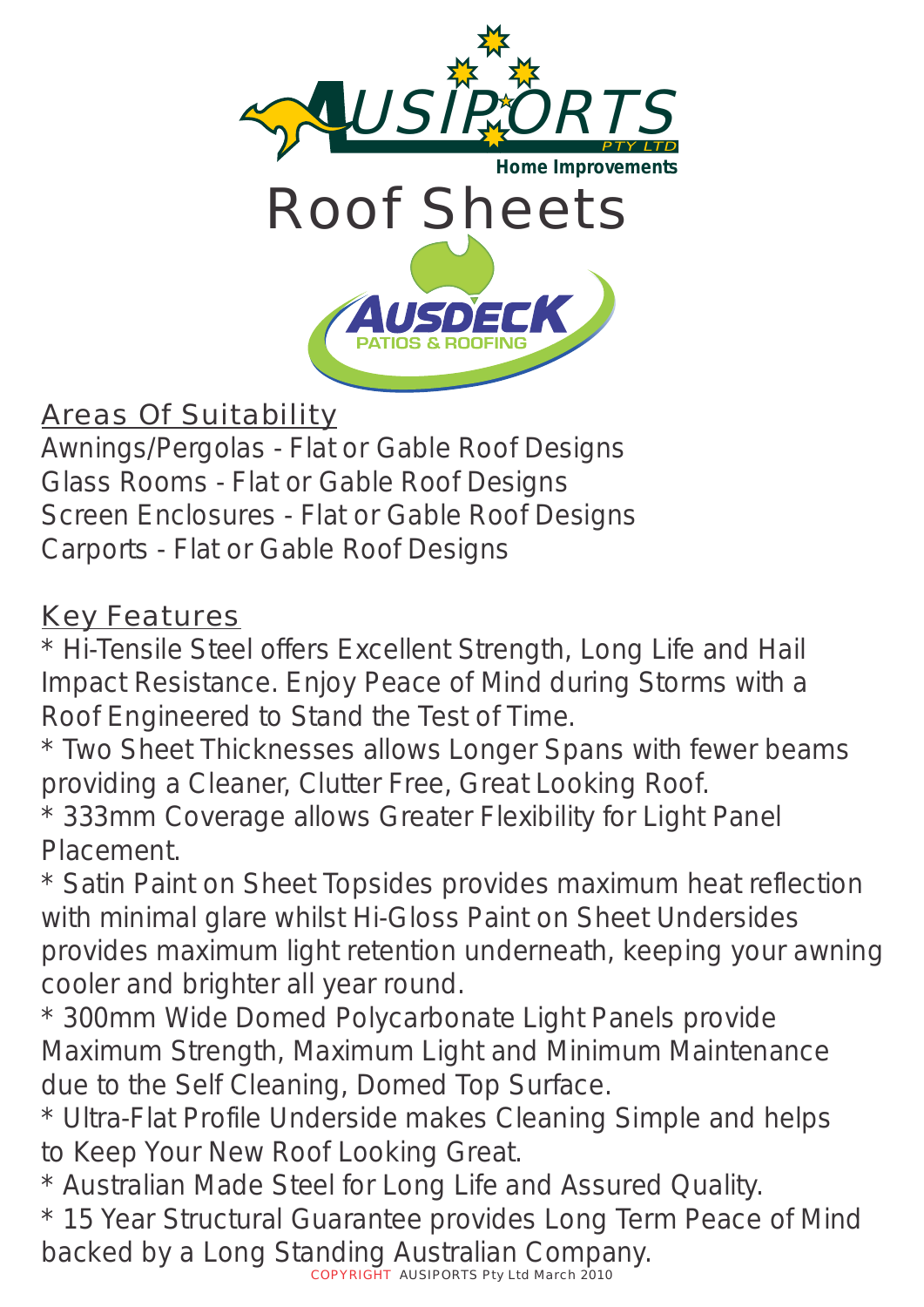AUSIPORTS PTY LTD

Home Improvements

# Roof Sheets

AUSDECK

PATIOS & ROOFING

## Areas Of Suitability

Awnings/Pergolas - Flat or Gable Roof Designs
Glass Rooms - Flat or Gable Roof Designs
Screen Enclosures - Flat or Gable Roof Designs
Carports - Flat or Gable Roof Designs

## Key Features

* Hi-Tensile Steel offers Excellent Strength, Long Life and Hail Impact Resistance. Enjoy Peace of Mind during Storms with a Roof Engineered to Stand the Test of Time.
* Two Sheet Thicknesses allows Longer Spans with fewer beams providing a Cleaner, Clutter Free, Great Looking Roof.
* 333mm Coverage allows Greater Flexibility for Light Panel Placement.
* Satin Paint on Sheet Topsides provides maximum heat reflection with minimal glare whilst Hi-Gloss Paint on Sheet Undersides provides maximum light retention underneath, keeping your awning cooler and brighter all year round.
* 300mm Wide Domed Polycarbonate Light Panels provide Maximum Strength, Maximum Light and Minimum Maintenance due to the Self Cleaning, Domed Top Surface.
* Ultra-Flat Profile Underside makes Cleaning Simple and helps to Keep Your New Roof Looking Great.
* Australian Made Steel for Long Life and Assured Quality.
* 15 Year Structural Guarantee provides Long Term Peace of Mind backed by a Long Standing Australian Company.

COPYRIGHT AUSIPORTS Pty Ltd March 2010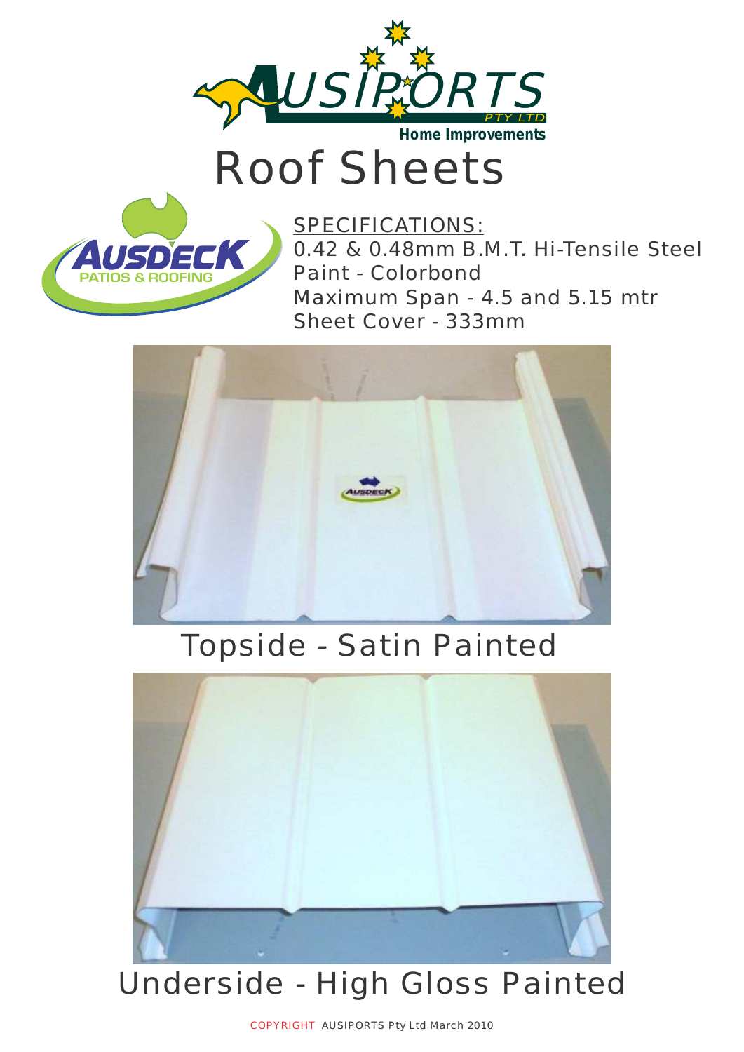AUSIPORTS PTY LTD

Home Improvements

# Roof Sheets

AUSDECK PATIOS & ROOFING

SPECIFICATIONS:

0.42 & 0.48mm B.M.T. Hi-Tensile Steel
Paint - Colorbond
Maximum Span - 4.5 and 5.15 mtr
Sheet Cover - 333mm

Topside - Satin Painted

Underside - High Gloss Painted

COPYRIGHT AUSIPORTS Pty Ltd March 2010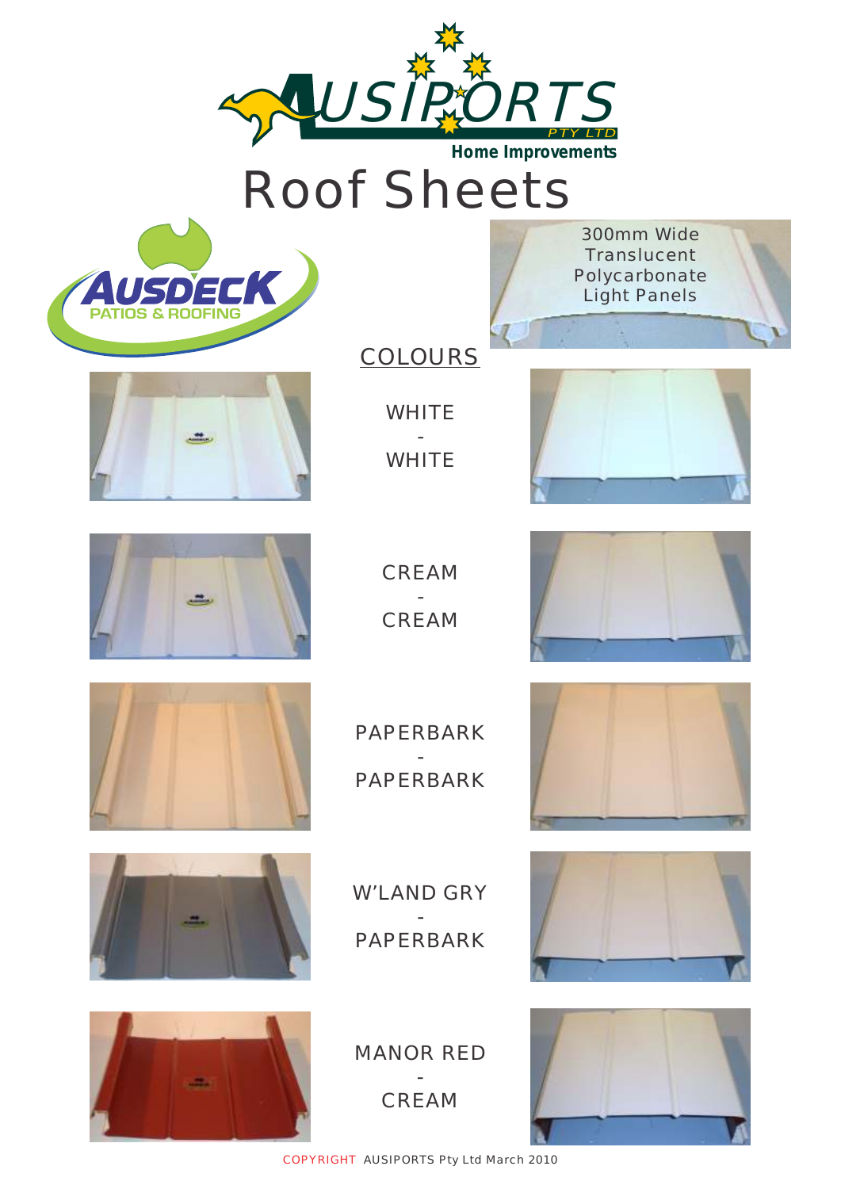AUSIPORTS PTY LTD

Home Improvements

# Roof Sheets

AUSDECK PATIOS & ROOFING

300mm Wide Translucent Polycarbonate Light Panels

## COLOURS

WHITE
-
WHITE

CREAM
-
CREAM

PAPERBARK
-
PAPERBARK

W'LAND GRY
-
PAPERBARK

MANOR RED
-
CREAM

COPYRIGHT AUSIPORTS Pty Ltd March 2010